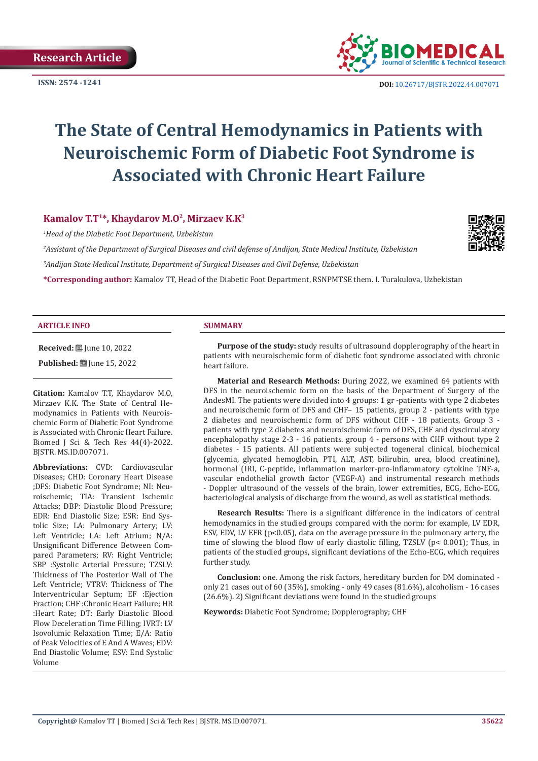Research Article

ISSN: 2574 -1241

DOI: 10.26717/BJSTR.2022.44.007071

# The State of Central Hemodynamics in Patients with Neuroischemic Form of Diabetic Foot Syndrome is Associated with Chronic Heart Failure

**Kamalov T.T[1]*, Khaydarov M.O[2], Mirzaev K.K[3]**

[1]*Head of the Diabetic Foot Department, Uzbekistan*

[2]*Assistant of the Department of Surgical Diseases and civil defense of Andijan, State Medical Institute, Uzbekistan*

[3]*Andijan State Medical Institute, Department of Surgical Diseases and Civil Defense, Uzbekistan*

**\*Corresponding author:** Kamalov TT, Head of the Diabetic Foot Department, RSNPMTSE them. I. Turakulova, Uzbekistan

## ARTICLE INFO

**Received:** June 10, 2022

**Published:** June 15, 2022

**Citation:** Kamalov T.T, Khaydarov M.O, Mirzaev K.K. The State of Central Hemodynamics in Patients with Neuroischemic Form of Diabetic Foot Syndrome is Associated with Chronic Heart Failure. Biomed J Sci & Tech Res 44(4)-2022. BJSTR. MS.ID.007071.

**Abbreviations:** CVD: Cardiovascular Diseases; CHD: Coronary Heart Disease ;DFS: Diabetic Foot Syndrome; NI: Neuroischemic; TIA: Transient Ischemic Attacks; DBP: Diastolic Blood Pressure; EDR: End Diastolic Size; ESR: End Systolic Size; LA: Pulmonary Artery; LV: Left Ventricle; LA: Left Atrium; N/A: Unsignificant Difference Between Compared Parameters; RV: Right Ventricle; SBP :Systolic Arterial Pressure; TZSLV: Thickness of The Posterior Wall of The Left Ventricle; VTRV: Thickness of The Interventricular Septum; EF :Ejection Fraction; CHF :Chronic Heart Failure; HR :Heart Rate; DT: Early Diastolic Blood Flow Deceleration Time Filling; IVRT: LV Isovolumic Relaxation Time; E/A: Ratio of Peak Velocities of E And A Waves; EDV: End Diastolic Volume; ESV: End Systolic Volume

## SUMMARY

**Purpose of the study:** study results of ultrasound dopplerography of the heart in patients with neuroischemic form of diabetic foot syndrome associated with chronic heart failure.

**Material and Research Methods:** During 2022, we examined 64 patients with DFS in the neuroischemic form on the basis of the Department of Surgery of the AndesMI. The patients were divided into 4 groups: 1 gr -patients with type 2 diabetes and neuroischemic form of DFS and CHF– 15 patients, group 2 - patients with type 2 diabetes and neuroischemic form of DFS without CHF - 18 patients, Group 3 - patients with type 2 diabetes and neuroischemic form of DFS, CHF and dyscirculatory encephalopathy stage 2-3 - 16 patients. group 4 - persons with CHF without type 2 diabetes - 15 patients. All patients were subjected togeneral clinical, biochemical (glycemia, glycated hemoglobin, PTI, ALT, AST, bilirubin, urea, blood creatinine), hormonal (IRI, C-peptide, inflammation marker-pro-inflammatory cytokine TNF-a, vascular endothelial growth factor (VEGF-A) and instrumental research methods - Doppler ultrasound of the vessels of the brain, lower extremities, ECG, Echo-ECG, bacteriological analysis of discharge from the wound, as well as statistical methods.

**Research Results:** There is a significant difference in the indicators of central hemodynamics in the studied groups compared with the norm: for example, LV EDR, ESV, EDV, LV EFR ($p<0.05$), data on the average pressure in the pulmonary artery, the time of slowing the blood flow of early diastolic filling, TZSLV ($p< 0.001$); Thus, in patients of the studied groups, significant deviations of the Echo-ECG, which requires further study.

**Conclusion:** one. Among the risk factors, hereditary burden for DM dominated - only 21 cases out of 60 (35%), smoking - only 49 cases (81.6%), alcoholism - 16 cases (26.6%). 2) Significant deviations were found in the studied groups

**Keywords:** Diabetic Foot Syndrome; Dopplerography; CHF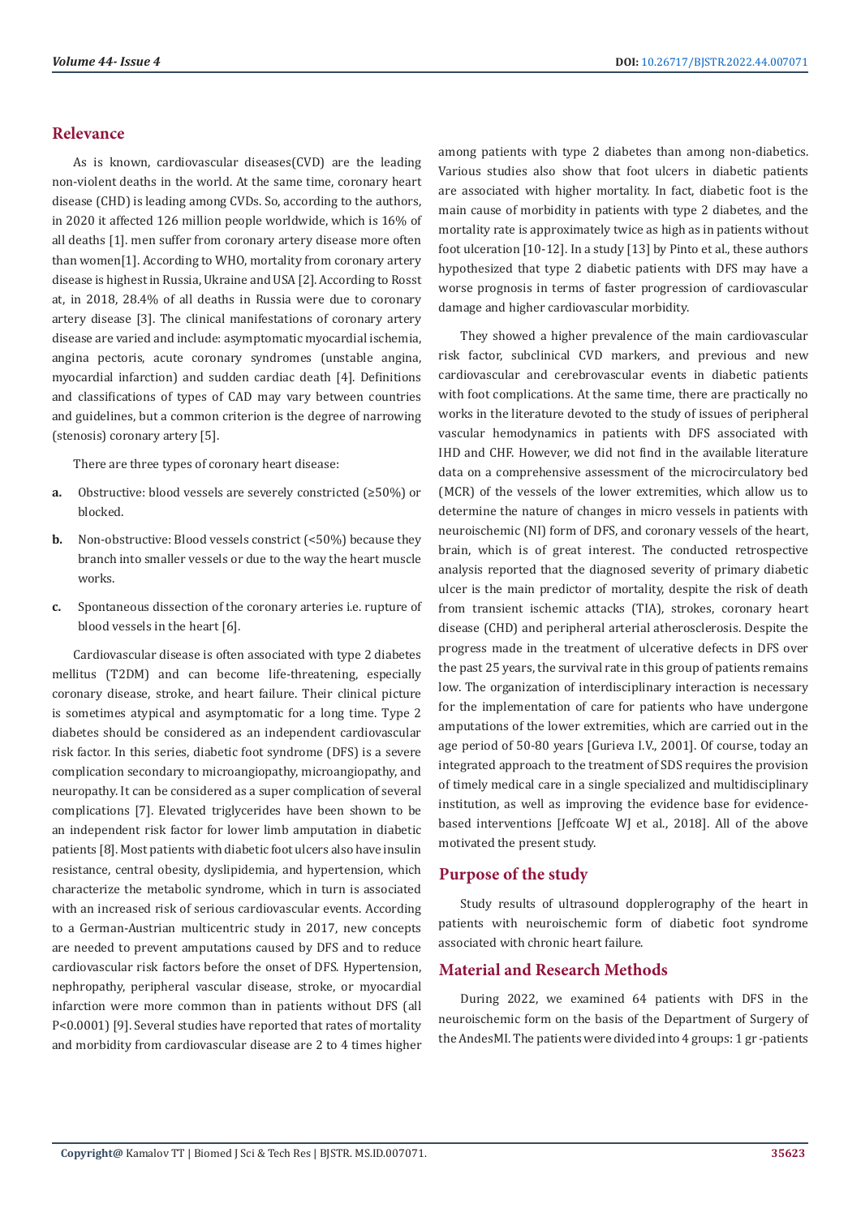## Relevance

As is known, cardiovascular diseases(CVD) are the leading non-violent deaths in the world. At the same time, coronary heart disease (CHD) is leading among CVDs. So, according to the authors, in 2020 it affected 126 million people worldwide, which is 16% of all deaths [1]. men suffer from coronary artery disease more often than women[1]. According to WHO, mortality from coronary artery disease is highest in Russia, Ukraine and USA [2]. According to Rosst at, in 2018, 28.4% of all deaths in Russia were due to coronary artery disease [3]. The clinical manifestations of coronary artery disease are varied and include: asymptomatic myocardial ischemia, angina pectoris, acute coronary syndromes (unstable angina, myocardial infarction) and sudden cardiac death [4]. Definitions and classifications of types of CAD may vary between countries and guidelines, but a common criterion is the degree of narrowing (stenosis) coronary artery [5].

There are three types of coronary heart disease:

a. Obstructive: blood vessels are severely constricted (≥50%) or blocked.

b. Non-obstructive: Blood vessels constrict (<50%) because they branch into smaller vessels or due to the way the heart muscle works.

c. Spontaneous dissection of the coronary arteries i.e. rupture of blood vessels in the heart [6].

Cardiovascular disease is often associated with type 2 diabetes mellitus (T2DM) and can become life-threatening, especially coronary disease, stroke, and heart failure. Their clinical picture is sometimes atypical and asymptomatic for a long time. Type 2 diabetes should be considered as an independent cardiovascular risk factor. In this series, diabetic foot syndrome (DFS) is a severe complication secondary to microangiopathy, microangiopathy, and neuropathy. It can be considered as a super complication of several complications [7]. Elevated triglycerides have been shown to be an independent risk factor for lower limb amputation in diabetic patients [8]. Most patients with diabetic foot ulcers also have insulin resistance, central obesity, dyslipidemia, and hypertension, which characterize the metabolic syndrome, which in turn is associated with an increased risk of serious cardiovascular events. According to a German-Austrian multicentric study in 2017, new concepts are needed to prevent amputations caused by DFS and to reduce cardiovascular risk factors before the onset of DFS. Hypertension, nephropathy, peripheral vascular disease, stroke, or myocardial infarction were more common than in patients without DFS (all P<0.0001) [9]. Several studies have reported that rates of mortality and morbidity from cardiovascular disease are 2 to 4 times higher among patients with type 2 diabetes than among non-diabetics. Various studies also show that foot ulcers in diabetic patients are associated with higher mortality. In fact, diabetic foot is the main cause of morbidity in patients with type 2 diabetes, and the mortality rate is approximately twice as high as in patients without foot ulceration [10-12]. In a study [13] by Pinto et al., these authors hypothesized that type 2 diabetic patients with DFS may have a worse prognosis in terms of faster progression of cardiovascular damage and higher cardiovascular morbidity.

They showed a higher prevalence of the main cardiovascular risk factor, subclinical CVD markers, and previous and new cardiovascular and cerebrovascular events in diabetic patients with foot complications. At the same time, there are practically no works in the literature devoted to the study of issues of peripheral vascular hemodynamics in patients with DFS associated with IHD and CHF. However, we did not find in the available literature data on a comprehensive assessment of the microcirculatory bed (MCR) of the vessels of the lower extremities, which allow us to determine the nature of changes in micro vessels in patients with neuroischemic (NI) form of DFS, and coronary vessels of the heart, brain, which is of great interest. The conducted retrospective analysis reported that the diagnosed severity of primary diabetic ulcer is the main predictor of mortality, despite the risk of death from transient ischemic attacks (TIA), strokes, coronary heart disease (CHD) and peripheral arterial atherosclerosis. Despite the progress made in the treatment of ulcerative defects in DFS over the past 25 years, the survival rate in this group of patients remains low. The organization of interdisciplinary interaction is necessary for the implementation of care for patients who have undergone amputations of the lower extremities, which are carried out in the age period of 50-80 years [Gurieva I.V., 2001]. Of course, today an integrated approach to the treatment of SDS requires the provision of timely medical care in a single specialized and multidisciplinary institution, as well as improving the evidence base for evidence-based interventions [Jeffcoate WJ et al., 2018]. All of the above motivated the present study.

## Purpose of the study

Study results of ultrasound dopplerography of the heart in patients with neuroischemic form of diabetic foot syndrome associated with chronic heart failure.

## Material and Research Methods

During 2022, we examined 64 patients with DFS in the neuroischemic form on the basis of the Department of Surgery of the AndesMI. The patients were divided into 4 groups: 1 gr -patients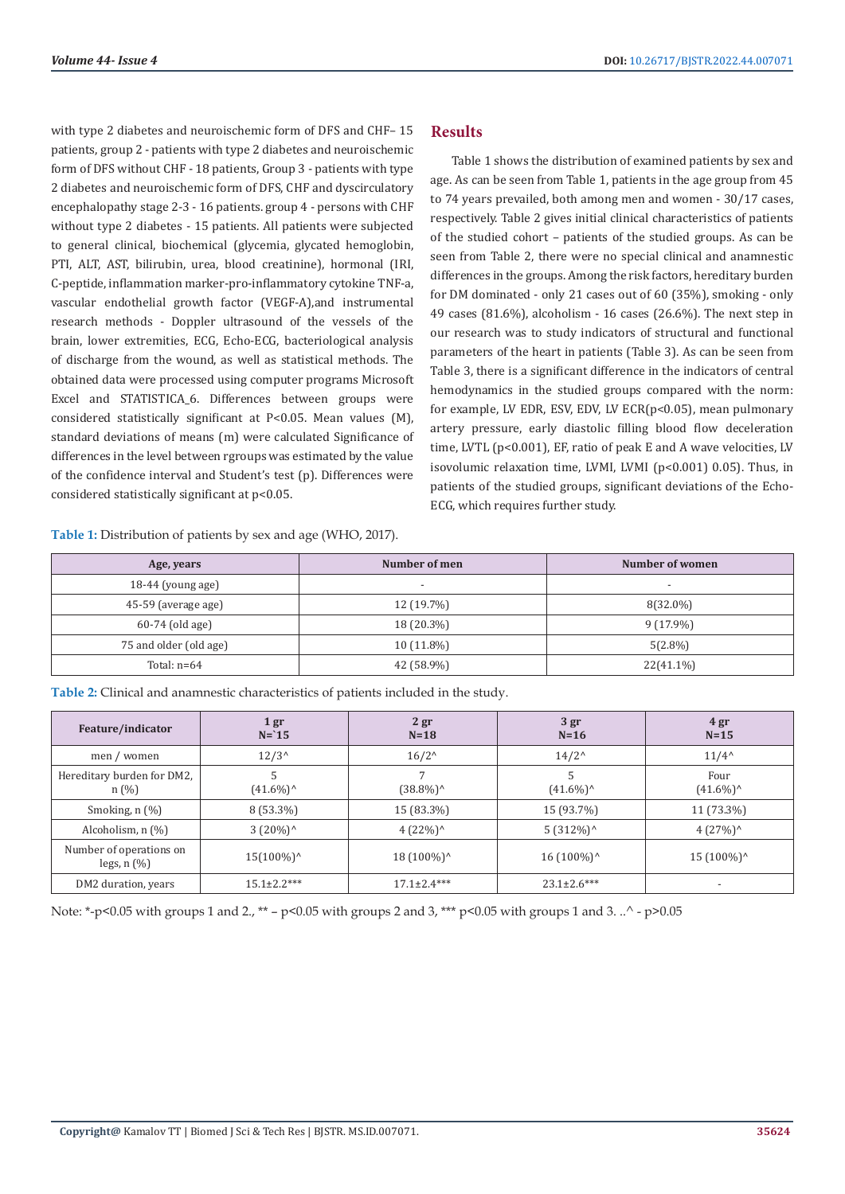with type 2 diabetes and neuroischemic form of DFS and CHF– 15 patients, group 2 - patients with type 2 diabetes and neuroischemic form of DFS without CHF - 18 patients, Group 3 - patients with type 2 diabetes and neuroischemic form of DFS, CHF and dyscirculatory encephalopathy stage 2-3 - 16 patients. group 4 - persons with CHF without type 2 diabetes - 15 patients. All patients were subjected to general clinical, biochemical (glycemia, glycated hemoglobin, PTI, ALT, AST, bilirubin, urea, blood creatinine), hormonal (IRI, C-peptide, inflammation marker-pro-inflammatory cytokine TNF-a, vascular endothelial growth factor (VEGF-A),and instrumental research methods - Doppler ultrasound of the vessels of the brain, lower extremities, ECG, Echo-ECG, bacteriological analysis of discharge from the wound, as well as statistical methods. The obtained data were processed using computer programs Microsoft Excel and STATISTICA_6. Differences between groups were considered statistically significant at P<0.05. Mean values (M), standard deviations of means (m) were calculated Significance of differences in the level between rgroups was estimated by the value of the confidence interval and Student's test (p). Differences were considered statistically significant at p<0.05.

## Results

Table 1 shows the distribution of examined patients by sex and age. As can be seen from Table 1, patients in the age group from 45 to 74 years prevailed, both among men and women - 30/17 cases, respectively. Table 2 gives initial clinical characteristics of patients of the studied cohort – patients of the studied groups. As can be seen from Table 2, there were no special clinical and anamnestic differences in the groups. Among the risk factors, hereditary burden for DM dominated - only 21 cases out of 60 (35%), smoking - only 49 cases (81.6%), alcoholism - 16 cases (26.6%). The next step in our research was to study indicators of structural and functional parameters of the heart in patients (Table 3). As can be seen from Table 3, there is a significant difference in the indicators of central hemodynamics in the studied groups compared with the norm: for example, LV EDR, ESV, EDV, LV ECR(p<0.05), mean pulmonary artery pressure, early diastolic filling blood flow deceleration time, LVTL (p<0.001), EF, ratio of peak E and A wave velocities, LV isovolumic relaxation time, LVMI, LVMI (p<0.001) 0.05). Thus, in patients of the studied groups, significant deviations of the Echo-ECG, which requires further study.

**Table 1:** Distribution of patients by sex and age (WHO, 2017).

| Age, years | Number of men | Number of women |
|---|---|---|
| 18-44 (young age) | - | - |
| 45-59 (average age) | 12 (19.7%) | 8(32.0%) |
| 60-74 (old age) | 18 (20.3%) | 9 (17.9%) |
| 75 and older (old age) | 10 (11.8%) | 5(2.8%) |
| Total: n=64 | 42 (58.9%) | 22(41.1%) |

**Table 2:** Clinical and anamnestic characteristics of patients included in the study.

| Feature/indicator | 1 gr N=`15 | 2 gr N=18 | 3 gr N=16 | 4 gr N=15 |
|---|---|---|---|---|
| men / women | 12/3^ | 16/2^ | 14/2^ | 11/4^ |
| Hereditary burden for DM2, n (%) | 5 (41.6%)^ | 7 (38.8%)^ | 5 (41.6%)^ | Four (41.6%)^ |
| Smoking, n (%) | 8 (53.3%) | 15 (83.3%) | 15 (93.7%) | 11 (73.3%) |
| Alcoholism, n (%) | 3 (20%)^ | 4 (22%)^ | 5 (312%)^ | 4 (27%)^ |
| Number of operations on legs, n (%) | 15(100%)^ | 18 (100%)^ | 16 (100%)^ | 15 (100%)^ |
| DM2 duration, years | 15.1±2.2*** | 17.1±2.4*** | 23.1±2.6*** | - |

Note: *-p<0.05 with groups 1 and 2., ** – p<0.05 with groups 2 and 3, *** p<0.05 with groups 1 and 3. ..^ - p>0.05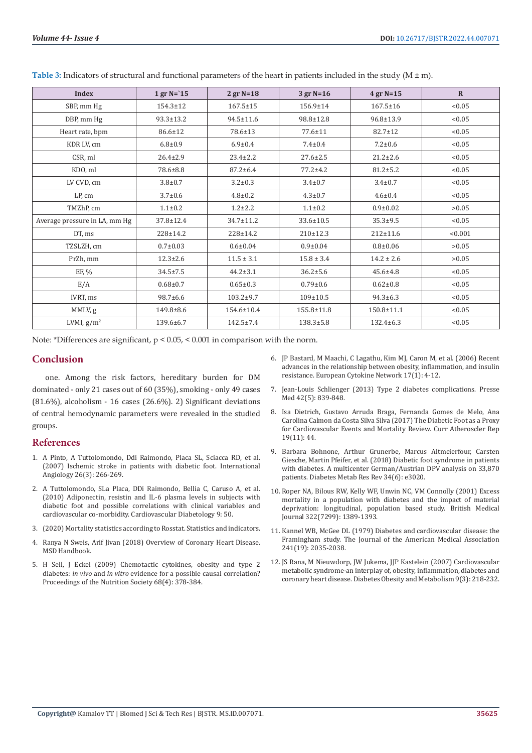**Table 3:** Indicators of structural and functional parameters of the heart in patients included in the study (M ± m).

| Index | 1 gr N=`15 | 2 gr N=18 | 3 gr N=16 | 4 gr N=15 | R |
|---|---|---|---|---|---|
| SBP, mm Hg | 154.3±12 | 167.5±15 | 156.9±14 | 167.5±16 | <0.05 |
| DBP, mm Hg | 93.3±13.2 | 94.5±11.6 | 98.8±12.8 | 96.8±13.9 | <0.05 |
| Heart rate, bpm | 86.6±12 | 78.6±13 | 77.6±11 | 82.7±12 | <0.05 |
| KDR LV, cm | 6.8±0.9 | 6.9±0.4 | 7.4±0.4 | 7.2±0.6 | <0.05 |
| CSR, ml | 26.4±2.9 | 23.4±2.2 | 27.6±2.5 | 21.2±2.6 | <0.05 |
| KDO, ml | 78.6±8.8 | 87.2±6.4 | 77.2±4.2 | 81.2±5.2 | <0.05 |
| LV CVD, cm | 3.8±0.7 | 3.2±0.3 | 3.4±0.7 | 3.4±0.7 | <0.05 |
| LP, cm | 3.7±0.6 | 4.8±0.2 | 4.3±0.7 | 4.6±0.4 | <0.05 |
| TMZhP, cm | 1.1±0.2 | 1.2±2.2 | 1.1±0.2 | 0.9±0.02 | >0.05 |
| Average pressure in LA, mm Hg | 37.8±12.4 | 34.7±11.2 | 33.6±10.5 | 35.3±9.5 | <0.05 |
| DT, ms | 228±14.2 | 228±14.2 | 210±12.3 | 212±11.6 | <0.001 |
| TZSLZH, cm | 0.7±0.03 | 0.6±0.04 | 0.9±0.04 | 0.8±0.06 | >0.05 |
| PrZh, mm | 12.3±2.6 | 11.5 ± 3.1 | 15.8 ± 3.4 | 14.2 ± 2.6 | >0.05 |
| EF, % | 34.5±7.5 | 44.2±3.1 | 36.2±5.6 | 45.6±4.8 | <0.05 |
| E/A | 0.68±0.7 | 0.65±0.3 | 0.79±0.6 | 0.62±0.8 | <0.05 |
| IVRT, ms | 98.7±6.6 | 103.2±9.7 | 109±10.5 | 94.3±6.3 | <0.05 |
| MMLV, g | 149.8±8.6 | 154.6±10.4 | 155.8±11.8 | 150.8±11.1 | <0.05 |
| LVMI, $g/m^2$ | 139.6±6.7 | 142.5±7.4 | 138.3±5.8 | 132.4±6.3 | <0.05 |

Note: *Differences are significant, $p < 0.05$, $< 0.001$ in comparison with the norm.

## Conclusion

one. Among the risk factors, hereditary burden for DM dominated - only 21 cases out of 60 (35%), smoking - only 49 cases (81.6%), alcoholism - 16 cases (26.6%). 2) Significant deviations of central hemodynamic parameters were revealed in the studied groups.

## References

1. A Pinto, A Tuttolomondo, Ddi Raimondo, Placa SL, Sciacca RD, et al. (2007) Ischemic stroke in patients with diabetic foot. International Angiology 26(3): 266-269.
2. A Tuttolomondo, SLa Placa, DDi Raimondo, Bellia C, Caruso A, et al. (2010) Adiponectin, resistin and IL-6 plasma levels in subjects with diabetic foot and possible correlations with clinical variables and cardiovascular co-morbidity. Cardiovascular Diabetology 9: 50.
3. (2020) Mortality statistics according to Rosstat. Statistics and indicators.
4. Ranya N Sweis, Arif Jivan (2018) Overview of Coronary Heart Disease. MSD Handbook.
5. H Sell, J Eckel (2009) Chemotactic cytokines, obesity and type 2 diabetes: *in vivo* and *in vitro* evidence for a possible causal correlation? Proceedings of the Nutrition Society 68(4): 378-384.
6. JP Bastard, M Maachi, C Lagathu, Kim MJ, Caron M, et al. (2006) Recent advances in the relationship between obesity, inflammation, and insulin resistance. European Cytokine Network 17(1): 4-12.
7. Jean-Louis Schlienger (2013) Type 2 diabetes complications. Presse Med 42(5): 839-848.
8. Isa Dietrich, Gustavo Arruda Braga, Fernanda Gomes de Melo, Ana Carolina Calmon da Costa Silva Silva (2017) The Diabetic Foot as a Proxy for Cardiovascular Events and Mortality Review. Curr Atheroscler Rep 19(11): 44.
9. Barbara Bohnone, Arthur Grunerbe, Marcus Altmeierfour, Carsten Giesche, Martin Pfeifer, et al. (2018) Diabetic foot syndrome in patients with diabetes. A multicenter German/Austrian DPV analysis on 33,870 patients. Diabetes Metab Res Rev 34(6): e3020.
10. Roper NA, Bilous RW, Kelly WF, Unwin NC, VM Connolly (2001) Excess mortality in a population with diabetes and the impact of material deprivation: longitudinal, population based study. British Medical Journal 322(7299): 1389-1393.
11. Kannel WB, McGee DL (1979) Diabetes and cardiovascular disease: the Framingham study. The Journal of the American Medical Association 241(19): 2035-2038.
12. JS Rana, M Nieuwdorp, JW Jukema, JJP Kastelein (2007) Cardiovascular metabolic syndrome-an interplay of, obesity, inflammation, diabetes and coronary heart disease. Diabetes Obesity and Metabolism 9(3): 218-232.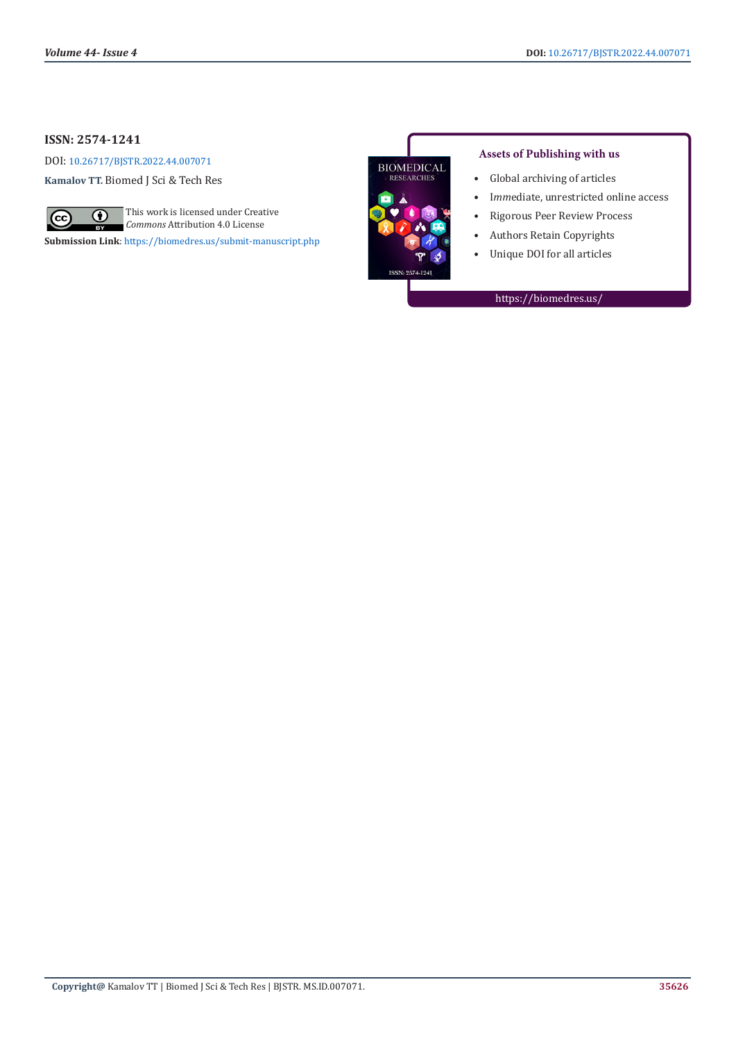**ISSN: 2574-1241**

DOI: 10.26717/BJSTR.2022.44.007071

**Kamalov TT.** Biomed J Sci & Tech Res

This work is licensed under Creative *Commons* Attribution 4.0 License

**Submission Link**: https://biomedres.us/submit-manuscript.php

BIOMEDICAL RESEARCHES

ISSN: 2574-1241

### Assets of Publishing with us

- Global archiving of articles
- Immediate, unrestricted online access
- Rigorous Peer Review Process
- Authors Retain Copyrights
- Unique DOI for all articles

https://biomedres.us/